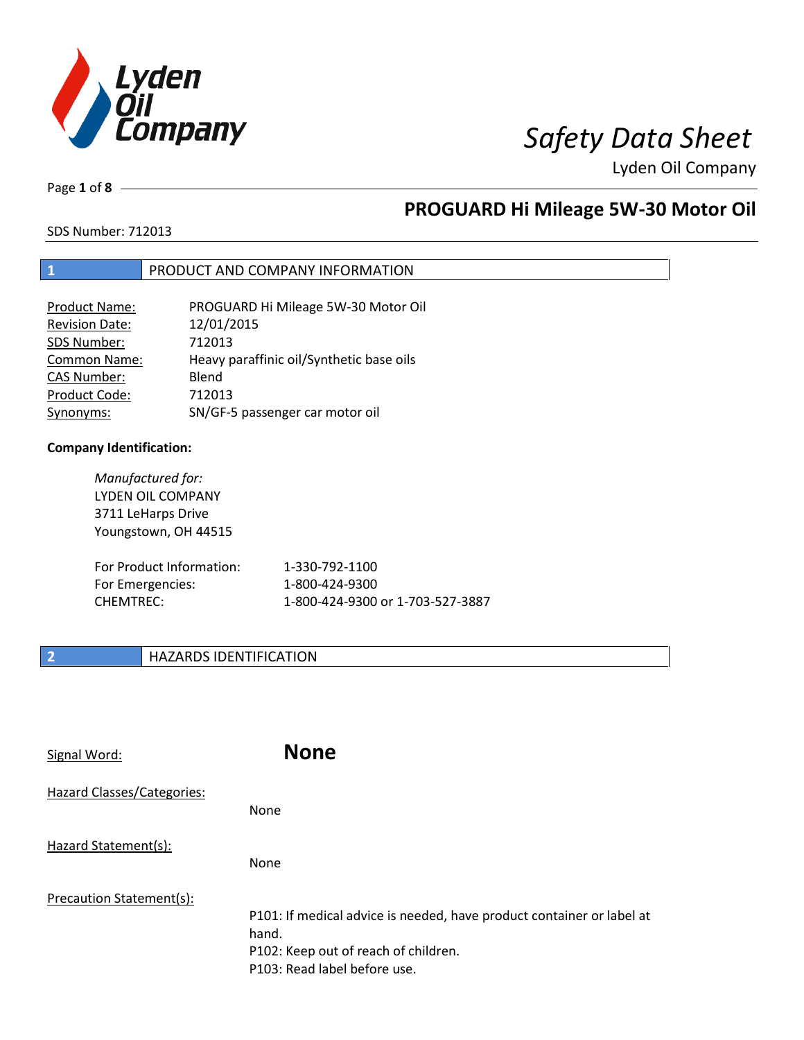# Safety Data Sheet

Lyden Oil Company

## PROGUARD Hi Mileage 5W-30 Motor Oil

SDS Number: 712013

## 1 PRODUCT AND COMPANY INFORMATION

| | |
|---|---|
| Product Name: | PROGUARD Hi Mileage 5W-30 Motor Oil |
| Revision Date: | 12/01/2015 |
| SDS Number: | 712013 |
| Common Name: | Heavy paraffinic oil/Synthetic base oils |
| CAS Number: | Blend |
| Product Code: | 712013 |
| Synonyms: | SN/GF-5 passenger car motor oil |

**Company Identification:**

*Manufactured for:*
LYDEN OIL COMPANY
3711 LeHarps Drive
Youngstown, OH 44515

| | |
|---|---|
| For Product Information: | 1-330-792-1100 |
| For Emergencies: | 1-800-424-9300 |
| CHEMTREC: | 1-800-424-9300 or 1-703-527-3887 |

## 2 HAZARDS IDENTIFICATION

Signal Word: **None**

Hazard Classes/Categories:

None

Hazard Statement(s):

None

Precaution Statement(s):

P101: If medical advice is needed, have product container or label at hand.
P102: Keep out of reach of children.
P103: Read label before use.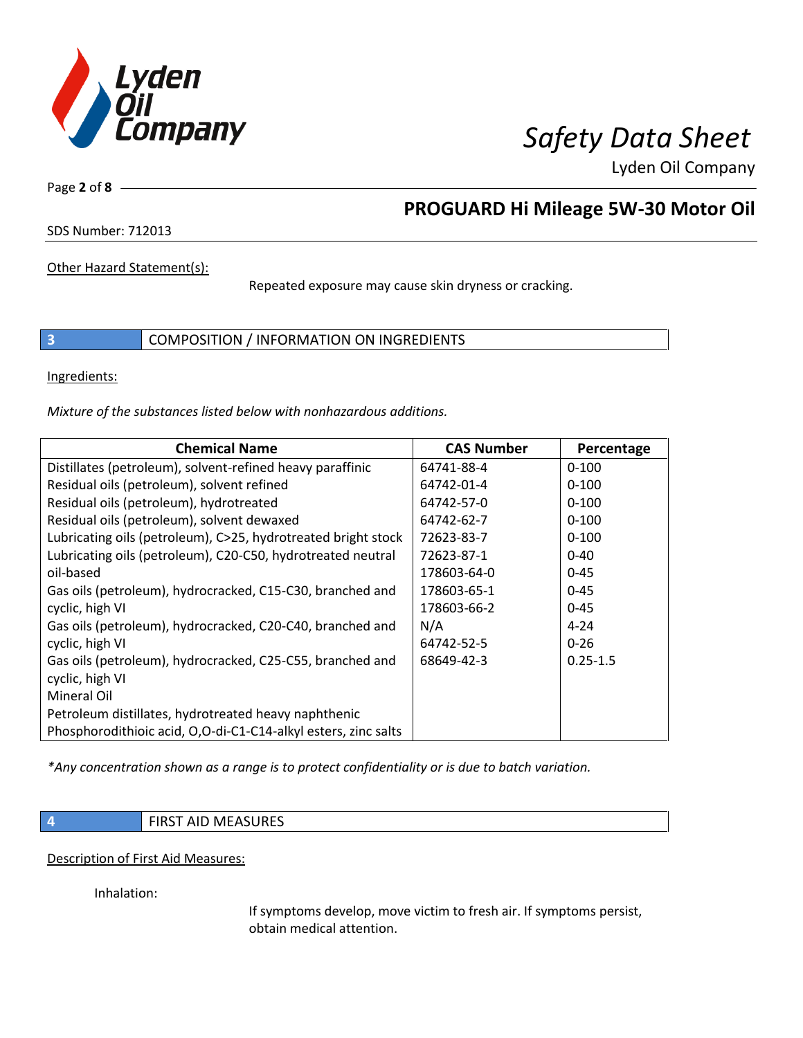Other Hazard Statement(s):

Repeated exposure may cause skin dryness or cracking.

## 3 COMPOSITION / INFORMATION ON INGREDIENTS

Ingredients:

*Mixture of the substances listed below with nonhazardous additions.*

| Chemical Name | CAS Number | Percentage |
|---|---|---|
| Distillates (petroleum), solvent-refined heavy paraffinic | 64741-88-4 | 0-100 |
| Residual oils (petroleum), solvent refined | 64742-01-4 | 0-100 |
| Residual oils (petroleum), hydrotreated | 64742-57-0 | 0-100 |
| Residual oils (petroleum), solvent dewaxed | 64742-62-7 | 0-100 |
| Lubricating oils (petroleum), C>25, hydrotreated bright stock | 72623-83-7 | 0-100 |
| Lubricating oils (petroleum), C20-C50, hydrotreated neutral | 72623-87-1 | 0-40 |
| oil-based | 178603-64-0 | 0-45 |
| Gas oils (petroleum), hydrocracked, C15-C30, branched and | 178603-65-1 | 0-45 |
| cyclic, high VI | 178603-66-2 | 0-45 |
| Gas oils (petroleum), hydrocracked, C20-C40, branched and | N/A | 4-24 |
| cyclic, high VI | 64742-52-5 | 0-26 |
| Gas oils (petroleum), hydrocracked, C25-C55, branched and | 68649-42-3 | 0.25-1.5 |
| cyclic, high VI | | |
| Mineral Oil | | |
| Petroleum distillates, hydrotreated heavy naphthenic | | |
| Phosphorodithioic acid, O,O-di-C1-C14-alkyl esters, zinc salts | | |

*\*Any concentration shown as a range is to protect confidentiality or is due to batch variation.*

## 4 FIRST AID MEASURES

Description of First Aid Measures:

Inhalation:

If symptoms develop, move victim to fresh air. If symptoms persist, obtain medical attention.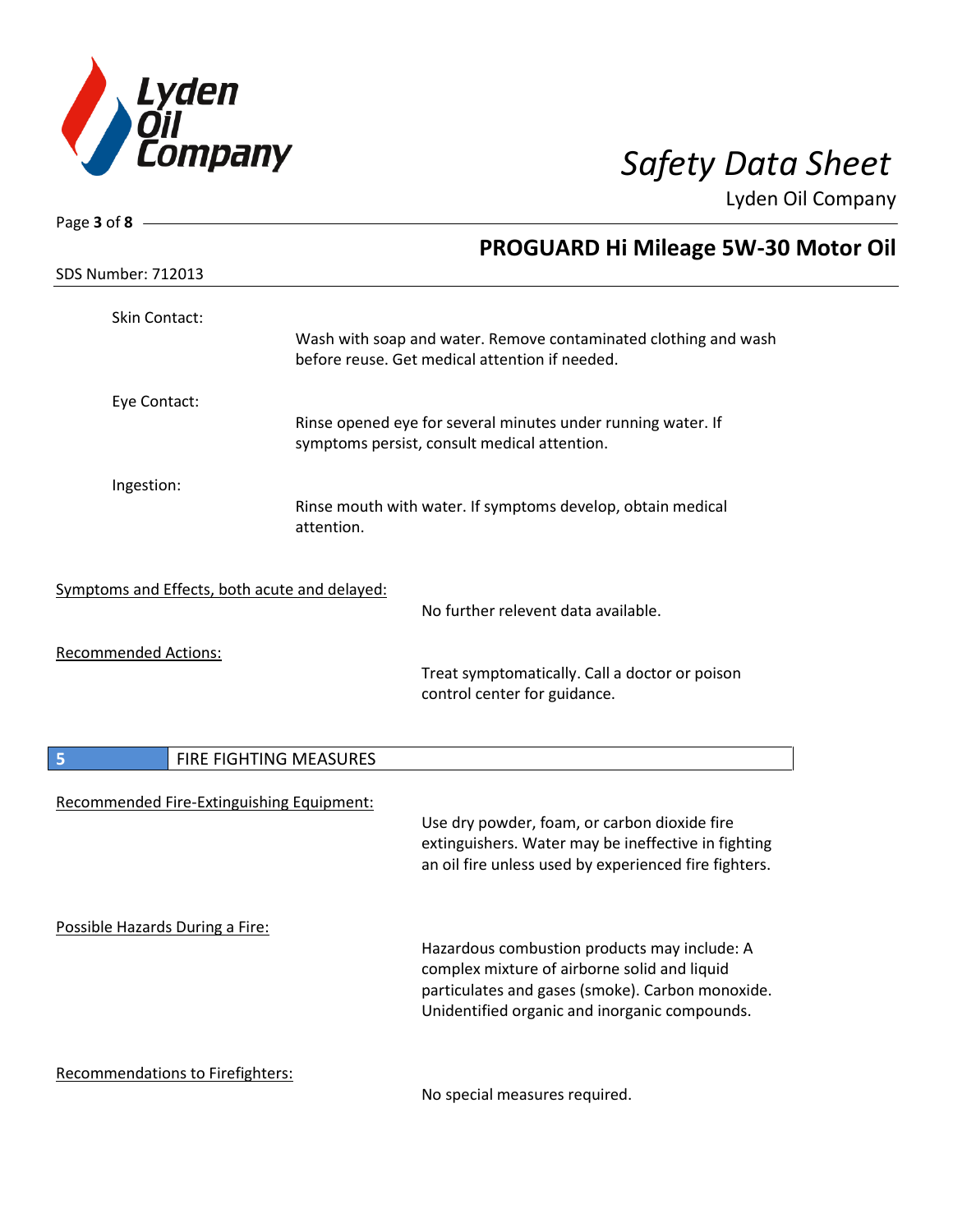Skin Contact:

Wash with soap and water. Remove contaminated clothing and wash before reuse. Get medical attention if needed.

Eye Contact:

Rinse opened eye for several minutes under running water. If symptoms persist, consult medical attention.

Ingestion:

Rinse mouth with water. If symptoms develop, obtain medical attention.

Symptoms and Effects, both acute and delayed:

No further relevent data available.

Recommended Actions:

Treat symptomatically. Call a doctor or poison control center for guidance.

## 5 FIRE FIGHTING MEASURES

Recommended Fire-Extinguishing Equipment:

Use dry powder, foam, or carbon dioxide fire extinguishers. Water may be ineffective in fighting an oil fire unless used by experienced fire fighters.

Possible Hazards During a Fire:

Hazardous combustion products may include: A complex mixture of airborne solid and liquid particulates and gases (smoke). Carbon monoxide. Unidentified organic and inorganic compounds.

Recommendations to Firefighters:

No special measures required.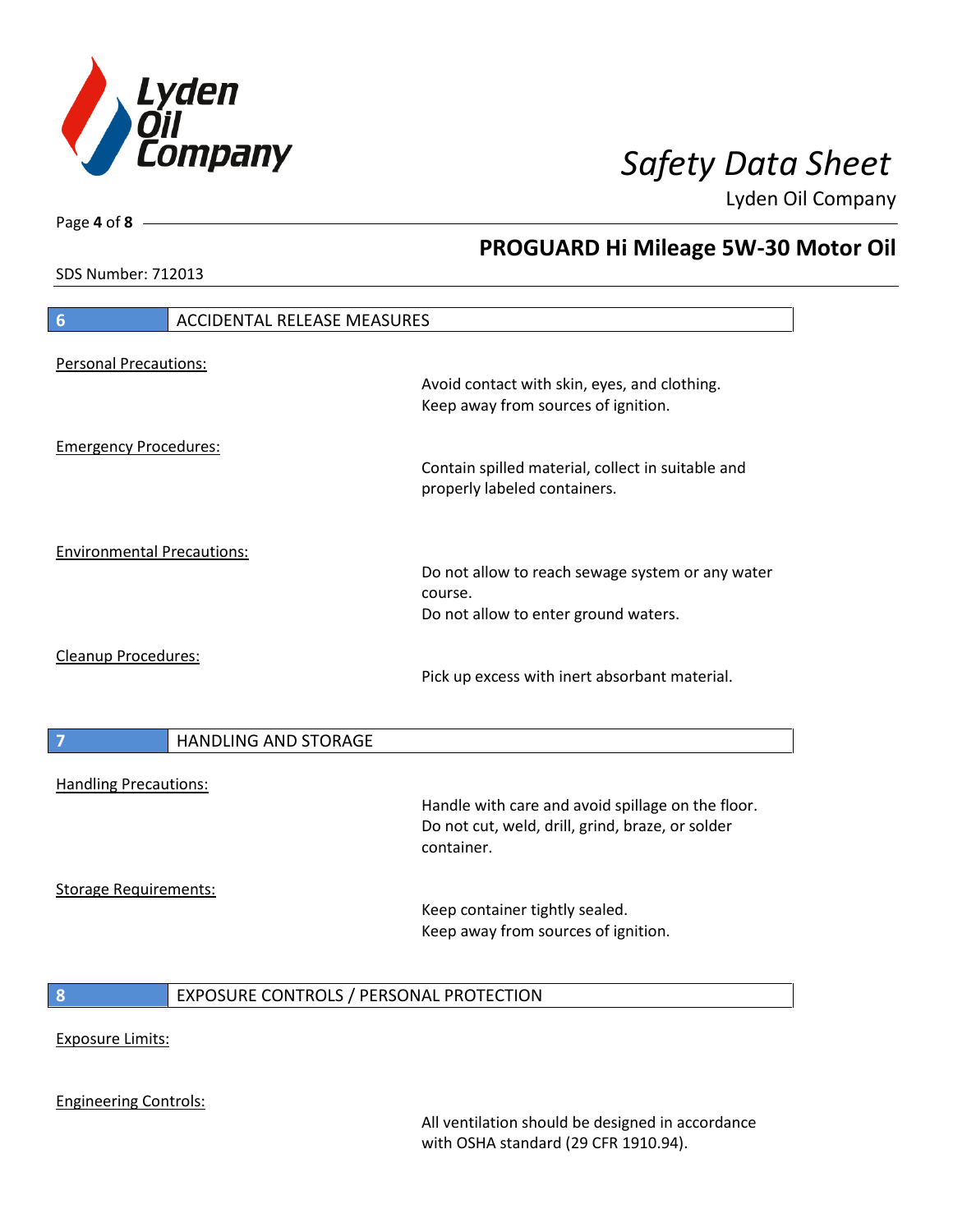## 6 ACCIDENTAL RELEASE MEASURES

Personal Precautions:

Avoid contact with skin, eyes, and clothing.
Keep away from sources of ignition.

Emergency Procedures:

Contain spilled material, collect in suitable and properly labeled containers.

Environmental Precautions:

Do not allow to reach sewage system or any water course.
Do not allow to enter ground waters.

Cleanup Procedures:

Pick up excess with inert absorbant material.

## 7 HANDLING AND STORAGE

Handling Precautions:

Handle with care and avoid spillage on the floor.
Do not cut, weld, drill, grind, braze, or solder container.

Storage Requirements:

Keep container tightly sealed.
Keep away from sources of ignition.

## 8 EXPOSURE CONTROLS / PERSONAL PROTECTION

Exposure Limits:

Engineering Controls:

All ventilation should be designed in accordance with OSHA standard (29 CFR 1910.94).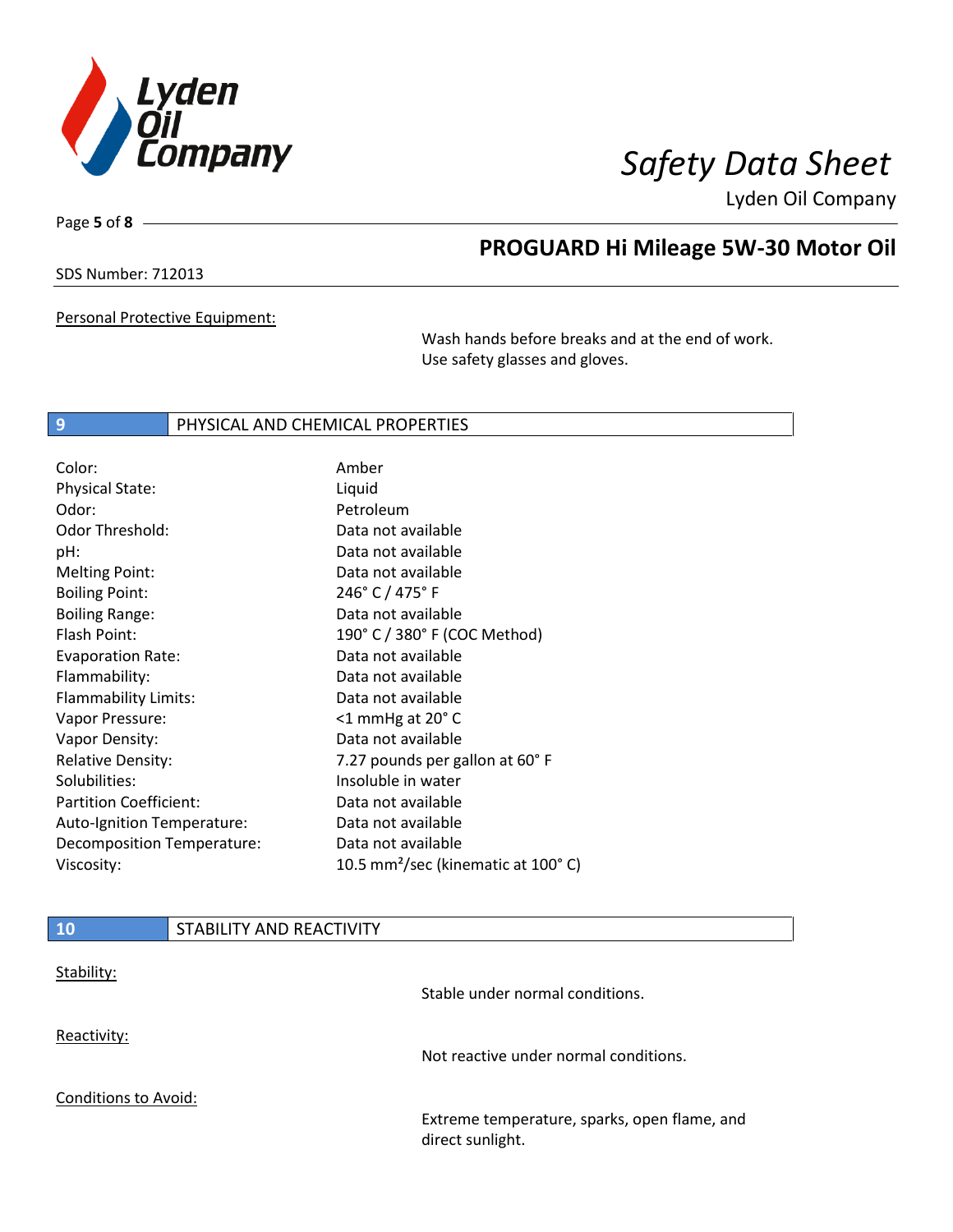Personal Protective Equipment:

Wash hands before breaks and at the end of work. Use safety glasses and gloves.

## 9 PHYSICAL AND CHEMICAL PROPERTIES

| Property | Value |
| --- | --- |
| Color: | Amber |
| Physical State: | Liquid |
| Odor: | Petroleum |
| Odor Threshold: | Data not available |
| pH: | Data not available |
| Melting Point: | Data not available |
| Boiling Point: | 246° C / 475° F |
| Boiling Range: | Data not available |
| Flash Point: | 190° C / 380° F (COC Method) |
| Evaporation Rate: | Data not available |
| Flammability: | Data not available |
| Flammability Limits: | Data not available |
| Vapor Pressure: | <1 mmHg at 20° C |
| Vapor Density: | Data not available |
| Relative Density: | 7.27 pounds per gallon at 60° F |
| Solubilities: | Insoluble in water |
| Partition Coefficient: | Data not available |
| Auto-Ignition Temperature: | Data not available |
| Decomposition Temperature: | Data not available |
| Viscosity: | 10.5 $mm^2$/sec (kinematic at 100° C) |

## 10 STABILITY AND REACTIVITY

Stability:

Stable under normal conditions.

Reactivity:

Not reactive under normal conditions.

Conditions to Avoid:

Extreme temperature, sparks, open flame, and direct sunlight.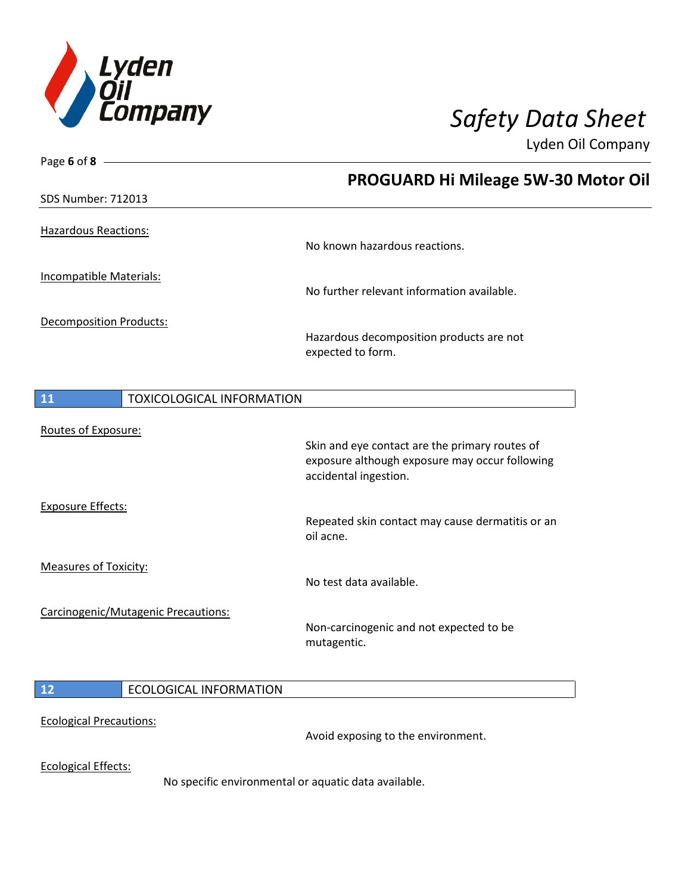Hazardous Reactions:

No known hazardous reactions.

Incompatible Materials:

No further relevant information available.

Decomposition Products:

Hazardous decomposition products are not expected to form.

## 11 TOXICOLOGICAL INFORMATION

Routes of Exposure:

Skin and eye contact are the primary routes of exposure although exposure may occur following accidental ingestion.

Exposure Effects:

Repeated skin contact may cause dermatitis or an oil acne.

Measures of Toxicity:

No test data available.

Carcinogenic/Mutagenic Precautions:

Non-carcinogenic and not expected to be mutagentic.

## 12 ECOLOGICAL INFORMATION

Ecological Precautions:

Avoid exposing to the environment.

Ecological Effects:

No specific environmental or aquatic data available.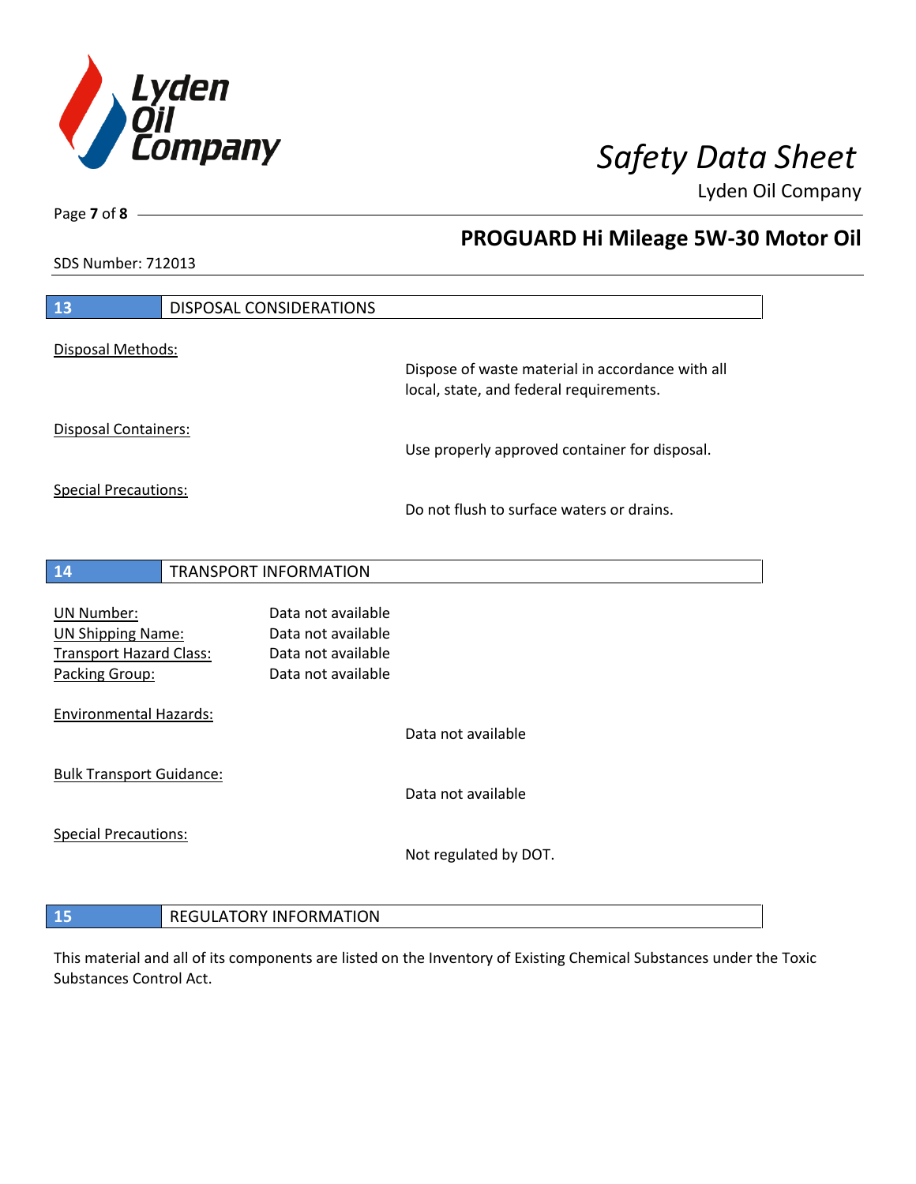## 13 DISPOSAL CONSIDERATIONS

Disposal Methods:

Dispose of waste material in accordance with all local, state, and federal requirements.

Disposal Containers:

Use properly approved container for disposal.

Special Precautions:

Do not flush to surface waters or drains.

## 14 TRANSPORT INFORMATION

| | |
|---|---|
| UN Number: | Data not available |
| UN Shipping Name: | Data not available |
| Transport Hazard Class: | Data not available |
| Packing Group: | Data not available |

Environmental Hazards:

Data not available

Bulk Transport Guidance:

Data not available

Special Precautions:

Not regulated by DOT.

## 15 REGULATORY INFORMATION

This material and all of its components are listed on the Inventory of Existing Chemical Substances under the Toxic Substances Control Act.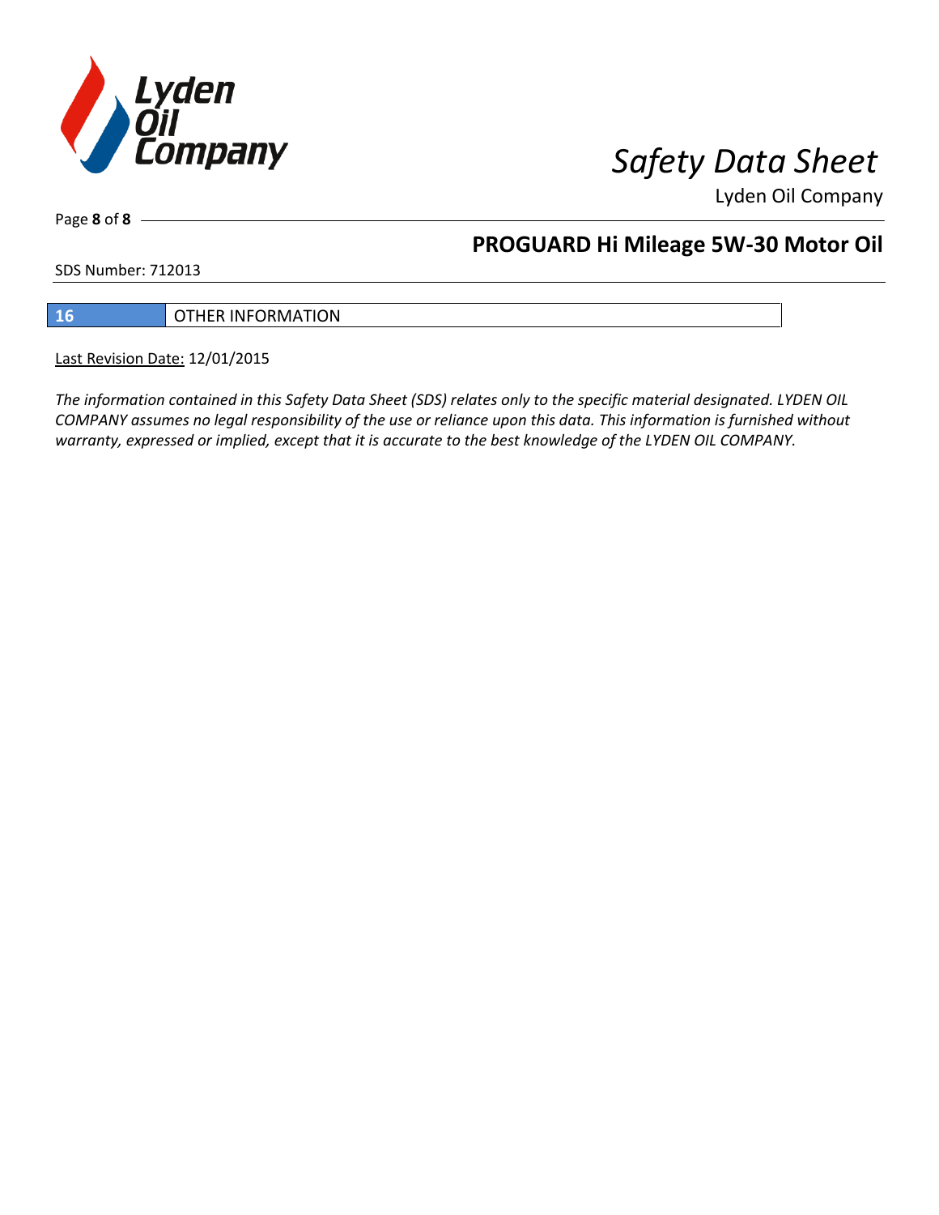## 16 OTHER INFORMATION

Last Revision Date: 12/01/2015

*The information contained in this Safety Data Sheet (SDS) relates only to the specific material designated. LYDEN OIL COMPANY assumes no legal responsibility of the use or reliance upon this data. This information is furnished without warranty, expressed or implied, except that it is accurate to the best knowledge of the LYDEN OIL COMPANY.*